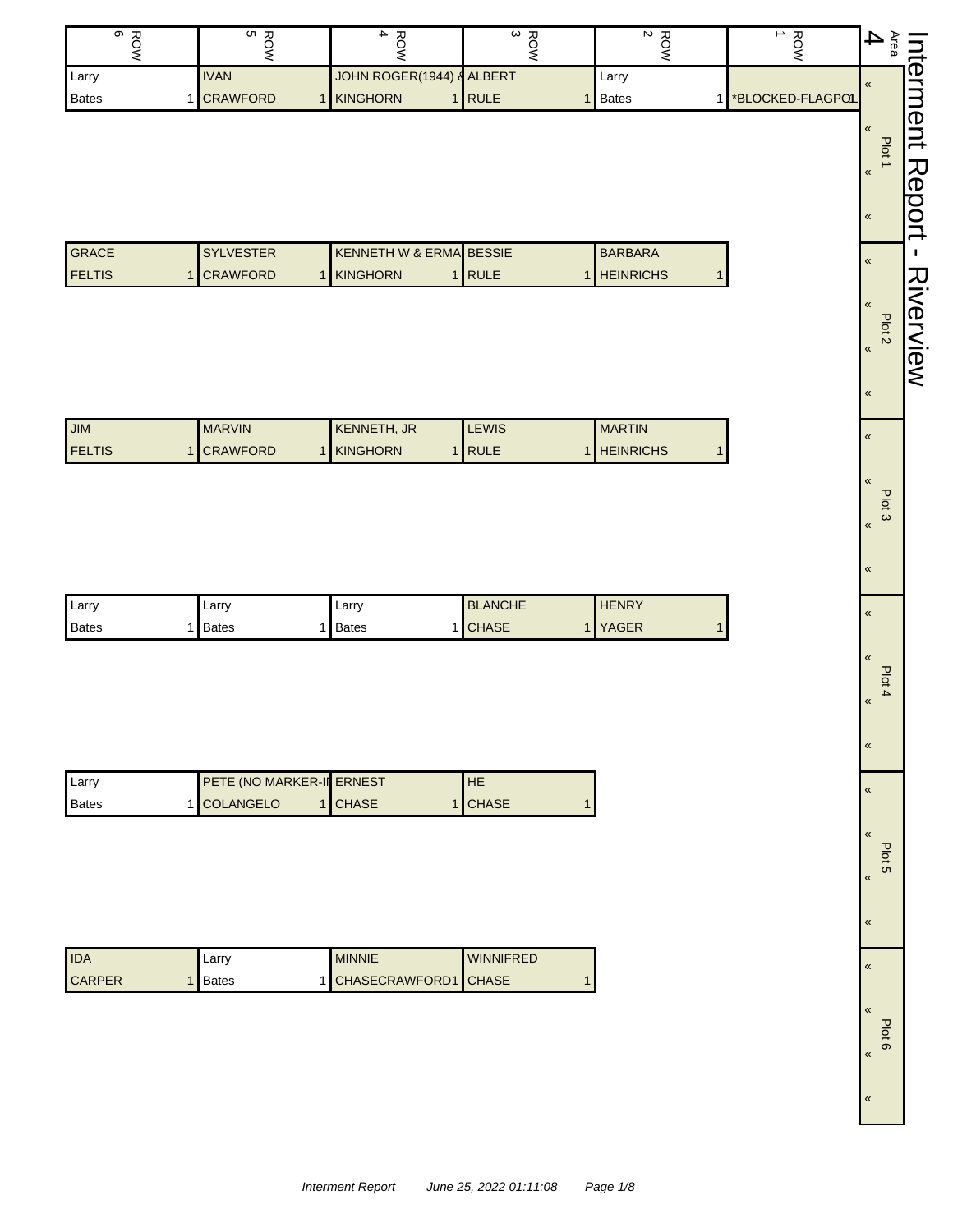# Interment Report - Riverview

Area 4

| Plot | ROW 6 | ROW 5 | ROW 4 | ROW 3 | ROW 2 | ROW 1 |
|---|---|---|---|---|---|---|
| Plot 1 | Larry Bates 1 | IVAN CRAWFORD 1 | JOHN ROGER(1944) & KINGHORN 1 | ALBERT RULE 1 | Larry Bates 1 | *BLOCKED-FLAGPOL 1 |
| Plot 2 | GRACE FELTIS 1 | SYLVESTER CRAWFORD 1 | KENNETH W & ERMA KINGHORN 1 | BESSIE RULE 1 | BARBARA HEINRICHS 1 | |
| Plot 3 | JIM FELTIS 1 | MARVIN CRAWFORD 1 | KENNETH, JR KINGHORN 1 | LEWIS RULE 1 | MARTIN HEINRICHS 1 | |
| Plot 4 | Larry Bates 1 | Larry Bates 1 | Larry Bates 1 | BLANCHE CHASE 1 | HENRY YAGER 1 | |
| Plot 5 | Larry Bates 1 | PETE (NO MARKER-IN COLANGELO 1 | ERNEST CHASE 1 | HE CHASE 1 | | |
| Plot 6 | IDA CARPER 1 | Larry Bates 1 | MINNIE CHASECRAWFORD 1 | WINNIFRED CHASE 1 | | |

Interment Report June 25, 2022 01:11:08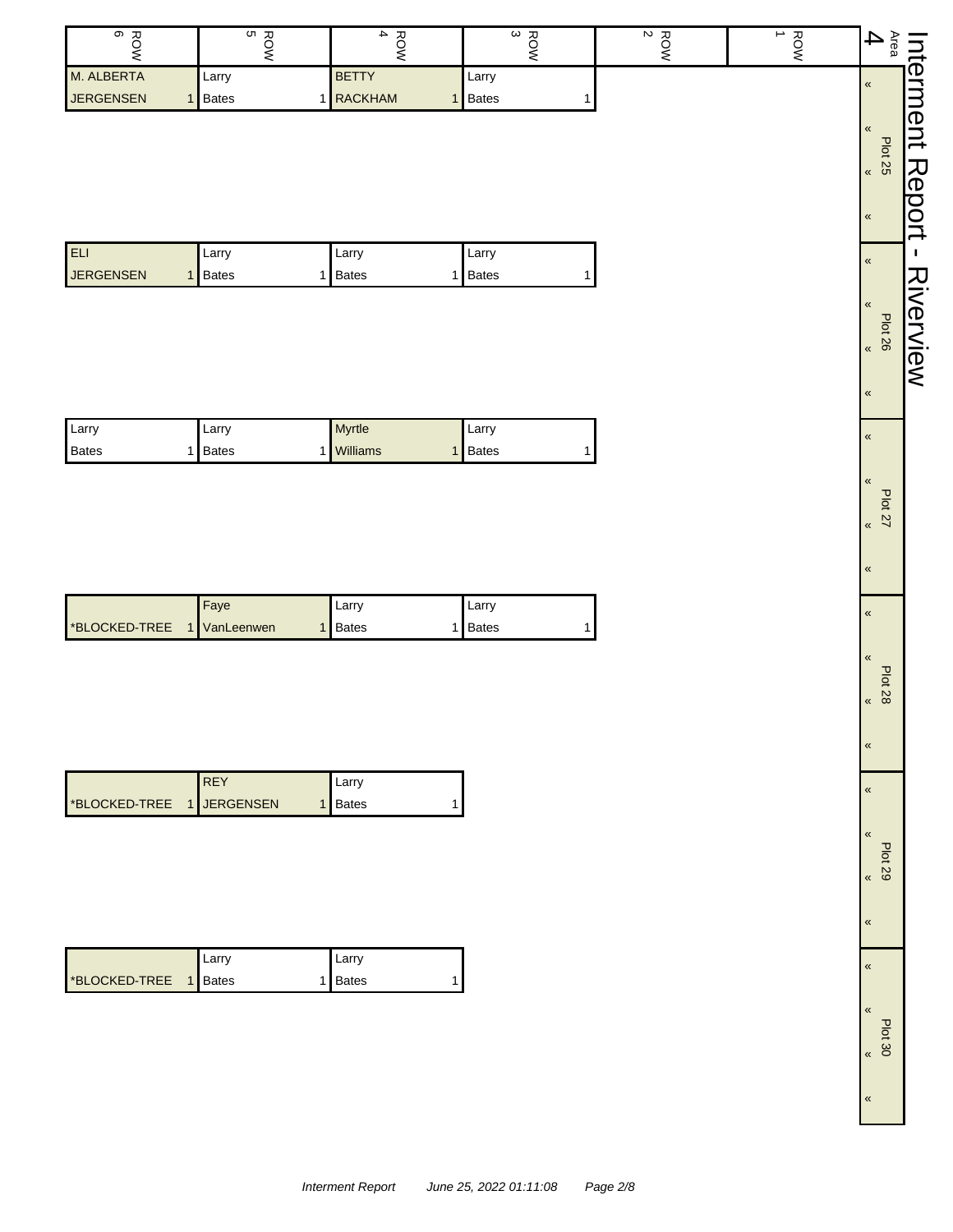# Interment Report - Riverview

Area 4

| Plot | ROW 6 | ROW 5 | ROW 4 | ROW 3 | ROW 2 | ROW 1 |
|---|---|---|---|---|---|---|
| Plot 25 | M. ALBERTA JERGENSEN 1 | Larry Bates 1 | BETTY RACKHAM 1 | Larry Bates 1 | | |
| Plot 26 | ELI JERGENSEN 1 | Larry Bates 1 | Larry Bates 1 | Larry Bates 1 | | |
| Plot 27 | Larry Bates 1 | Larry Bates 1 | Myrtle Williams 1 | Larry Bates 1 | | |
| Plot 28 | *BLOCKED-TREE 1 | Faye VanLeenwen 1 | Larry Bates 1 | Larry Bates 1 | | |
| Plot 29 | *BLOCKED-TREE 1 | REY JERGENSEN 1 | Larry Bates 1 | | | |
| Plot 30 | *BLOCKED-TREE 1 | Larry Bates 1 | Larry Bates 1 | | | |

*Interment Report June 25, 2022 01:11:08*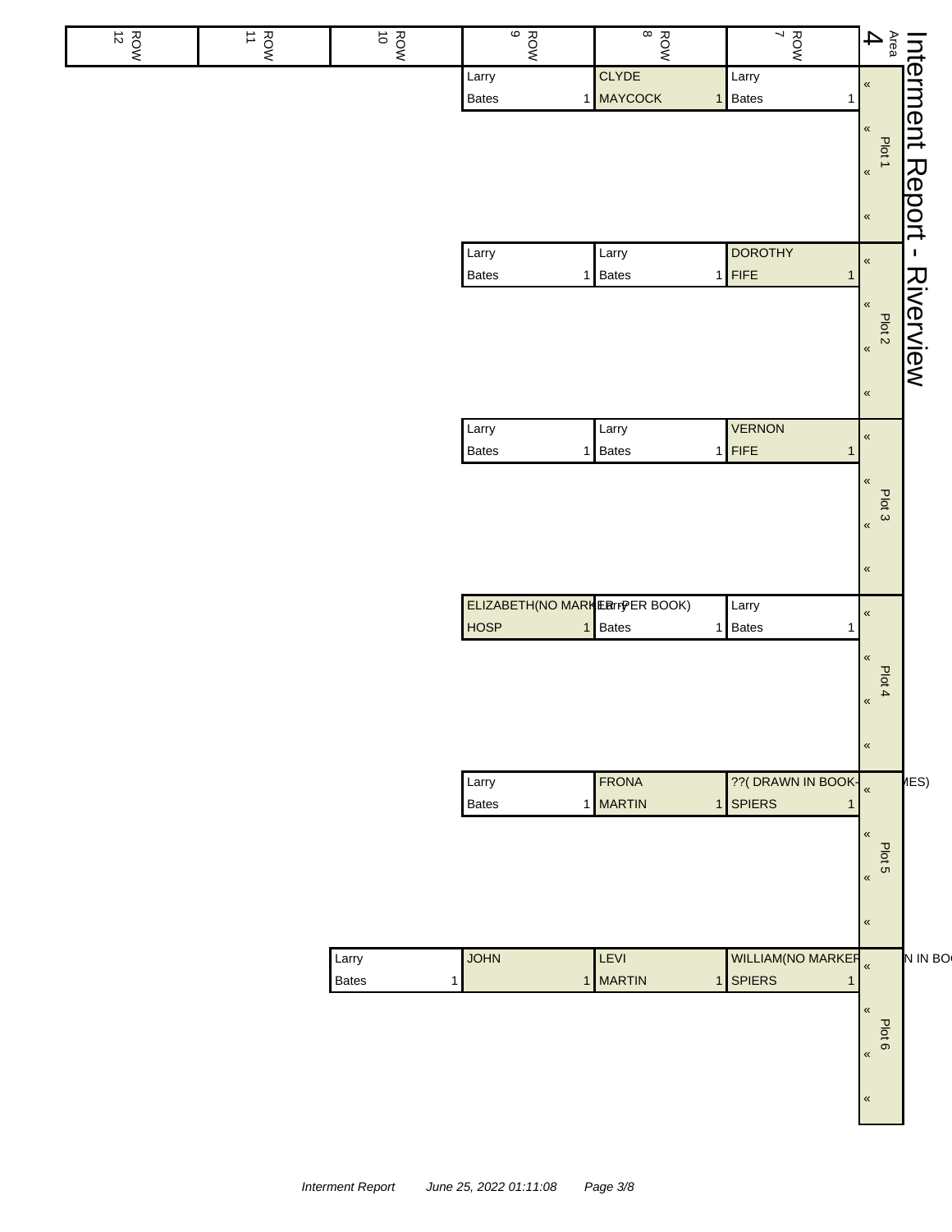# Interment Report - Riverview

Area 4

| Plot | ROW 7 | ROW 8 | ROW 9 | ROW 10 | ROW 11 | ROW 12 |
|---|---|---|---|---|---|---|
| Plot 1 | Larry Bates 1 | CLYDE MAYCOCK 1 | Larry Bates 1 | | | |
| Plot 2 | DOROTHY FIFE 1 | Larry Bates 1 | Larry Bates 1 | | | |
| Plot 3 | VERNON FIFE 1 | Larry Bates 1 | Larry Bates 1 | | | |
| Plot 4 | Larry Bates 1 | Larry (PER BOOK) Bates 1 | ELIZABETH(NO MARKER HOSP 1 | | | |
| Plot 5 | ??( DRAWN IN BOOK- MES) SPIERS 1 | FRONA MARTIN 1 | Larry Bates 1 | | | |
| Plot 6 | WILLIAM(NO MARKER N IN BO SPIERS 1 | LEVI MARTIN 1 | JOHN 1 | Larry Bates 1 | | |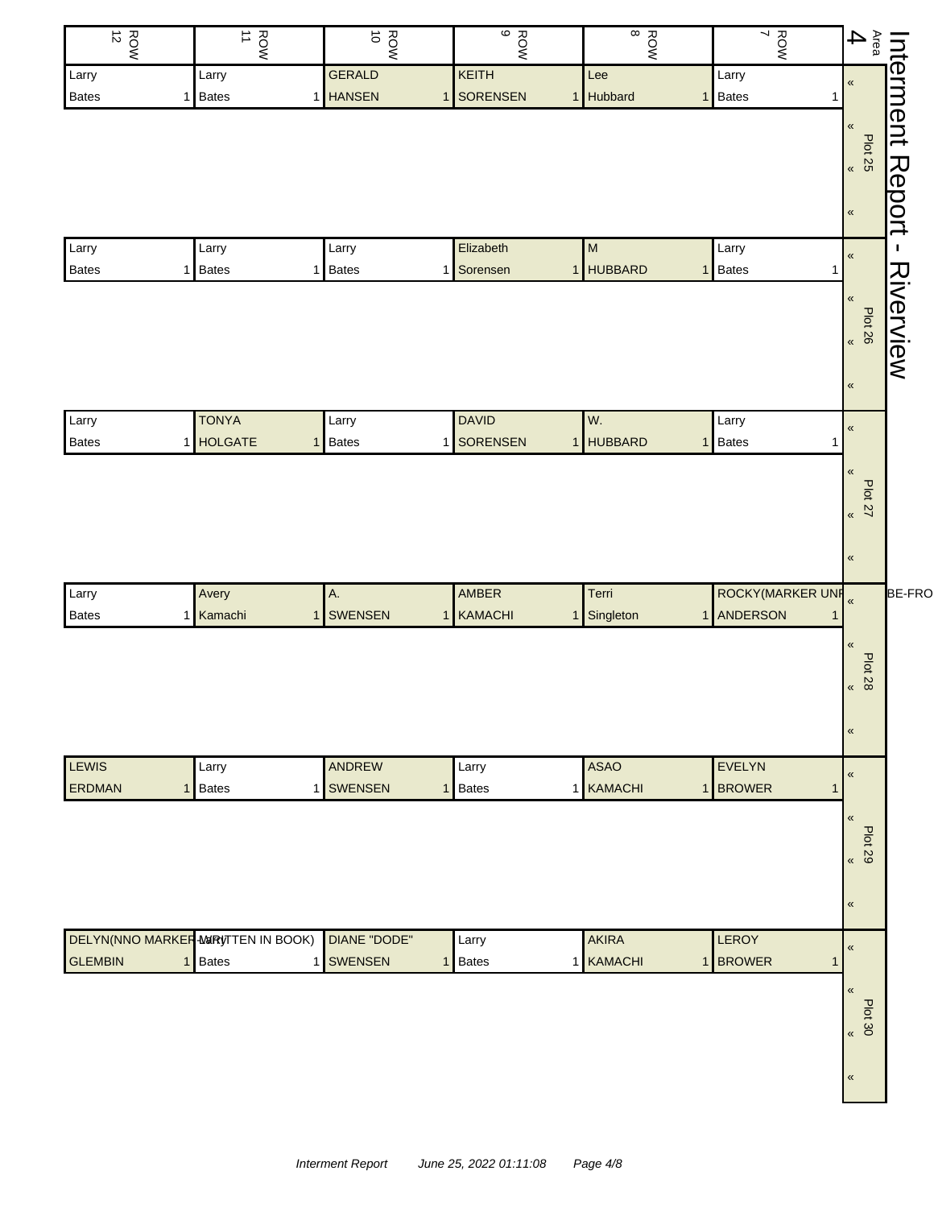# Interment Report - Riverview

Area 4

| Plot | ROW 7 | ROW 8 | ROW 9 | ROW 10 | ROW 11 | ROW 12 |
|---|---|---|---|---|---|---|
| Plot 25 | Larry Bates 1 | Lee Hubbard 1 | KEITH SORENSEN 1 | GERALD HANSEN 1 | Larry Bates 1 | Larry Bates 1 |
| Plot 26 | Larry Bates 1 | M HUBBARD 1 | Elizabeth Sorensen 1 | Larry Bates 1 | Larry Bates 1 | Larry Bates 1 |
| Plot 27 | Larry Bates 1 | W. HUBBARD 1 | DAVID SORENSEN 1 | Larry Bates 1 | TONYA HOLGATE 1 | Larry Bates 1 |
| Plot 28 | ROCKY(MARKER UNF…BE-FRO ANDERSON 1 | Terri Singleton 1 | AMBER KAMACHI 1 | A. SWENSEN 1 | Avery Kamachi 1 | Larry Bates 1 |
| Plot 29 | EVELYN BROWER 1 | ASAO KAMACHI 1 | Larry Bates 1 | ANDREW SWENSEN 1 | Larry Bates 1 | LEWIS ERDMAN 1 |
| Plot 30 | LEROY BROWER 1 | AKIRA KAMACHI 1 | Larry Bates 1 | DIANE "DODE" SWENSEN 1 | Larry Bates 1 | DELYN(NNO MARKER-WRITTEN IN BOOK) GLEMBIN 1 |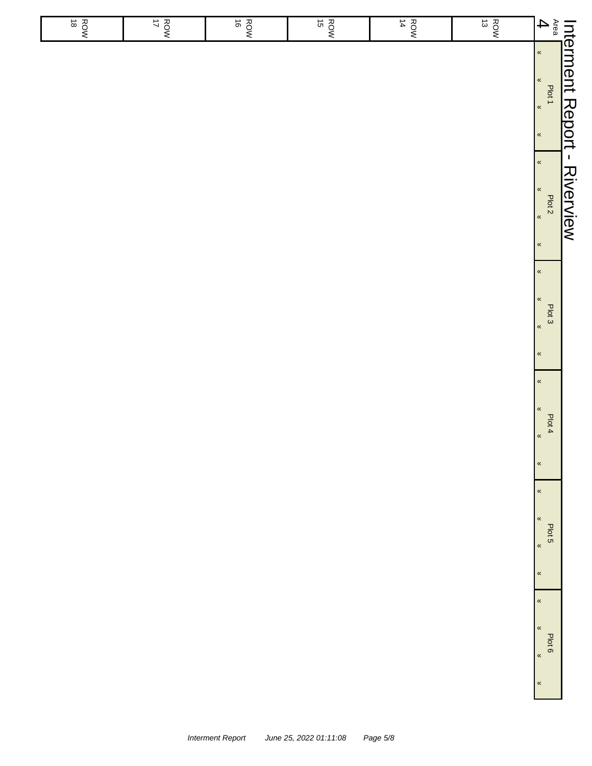# Interment Report - Riverview

| Area 4 | ROW 13 | ROW 14 | ROW 15 | ROW 16 | ROW 17 | ROW 18 |
|---|---|---|---|---|---|---|
| Plot 1 « « « « | | | | | | |
| Plot 2 « « « « | | | | | | |
| Plot 3 « « « « | | | | | | |
| Plot 4 « « « « | | | | | | |
| Plot 5 « « « « | | | | | | |
| Plot 6 « « « « | | | | | | |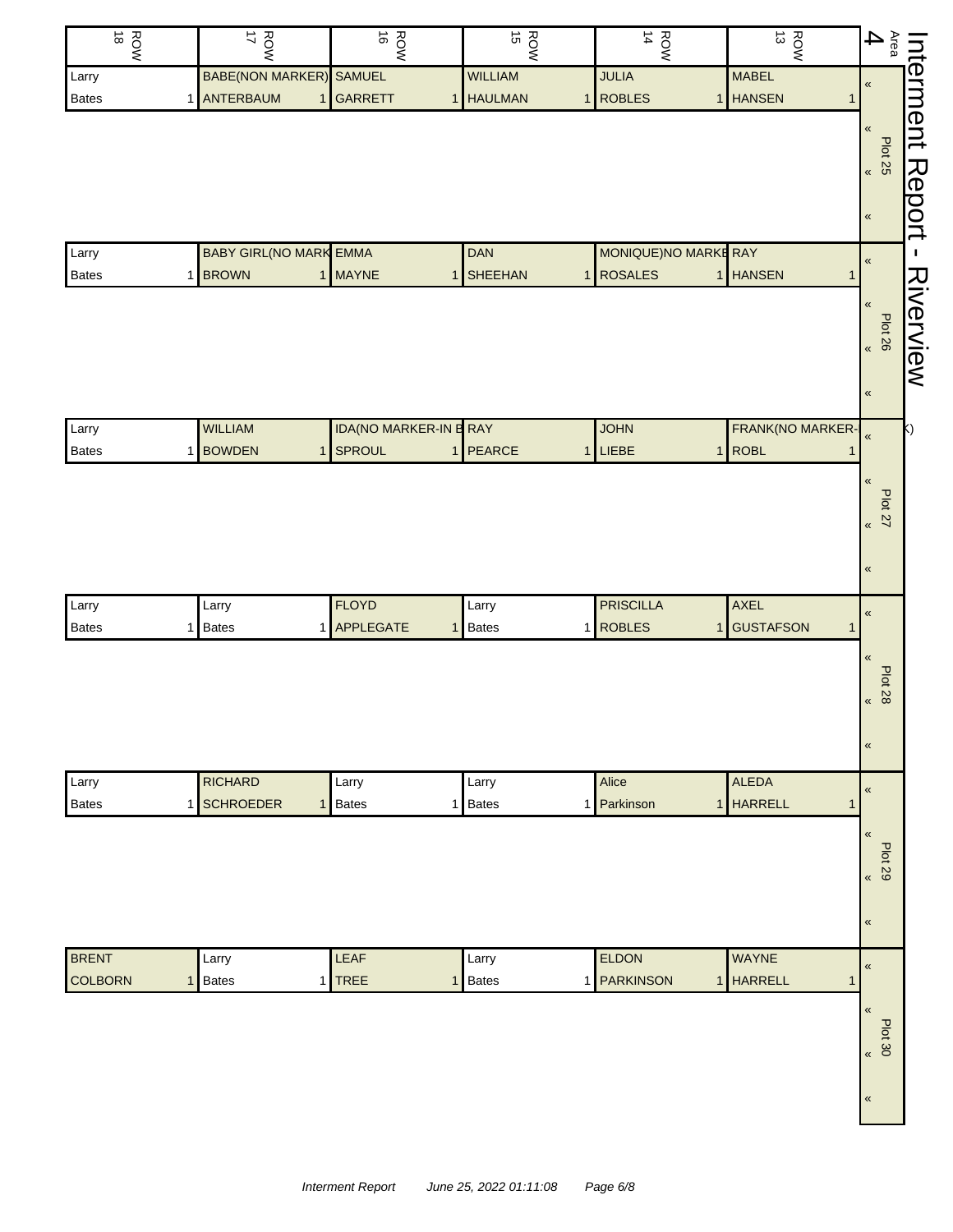# Interment Report - Riverview

Area 4

| Plot | ROW 18 | ROW 17 | ROW 16 | ROW 15 | ROW 14 | ROW 13 |
|---|---|---|---|---|---|---|
| Plot 25 | Larry Bates 1 | BABE(NON MARKER) ANTERBAUM 1 | SAMUEL GARRETT 1 | WILLIAM HAULMAN 1 | JULIA ROBLES 1 | MABEL HANSEN 1 |
| Plot 26 | Larry Bates 1 | BABY GIRL(NO MARK BROWN 1 | EMMA MAYNE 1 | DAN SHEEHAN 1 | MONIQUE)NO MARKE ROSALES 1 | RAY HANSEN 1 |
| Plot 27 | Larry Bates 1 | WILLIAM BOWDEN 1 | IDA(NO MARKER-IN B SPROUL 1 | RAY PEARCE 1 | JOHN LIEBE 1 | FRANK(NO MARKER- ROBL 1 |
| Plot 28 | Larry Bates 1 | Larry Bates 1 | FLOYD APPLEGATE 1 | Larry Bates 1 | PRISCILLA ROBLES 1 | AXEL GUSTAFSON 1 |
| Plot 29 | Larry Bates 1 | RICHARD SCHROEDER 1 | Larry Bates 1 | Larry Bates 1 | Alice Parkinson 1 | ALEDA HARRELL 1 |
| Plot 30 | BRENT COLBORN 1 | Larry Bates 1 | LEAF TREE 1 | Larry Bates 1 | ELDON PARKINSON 1 | WAYNE HARRELL 1 |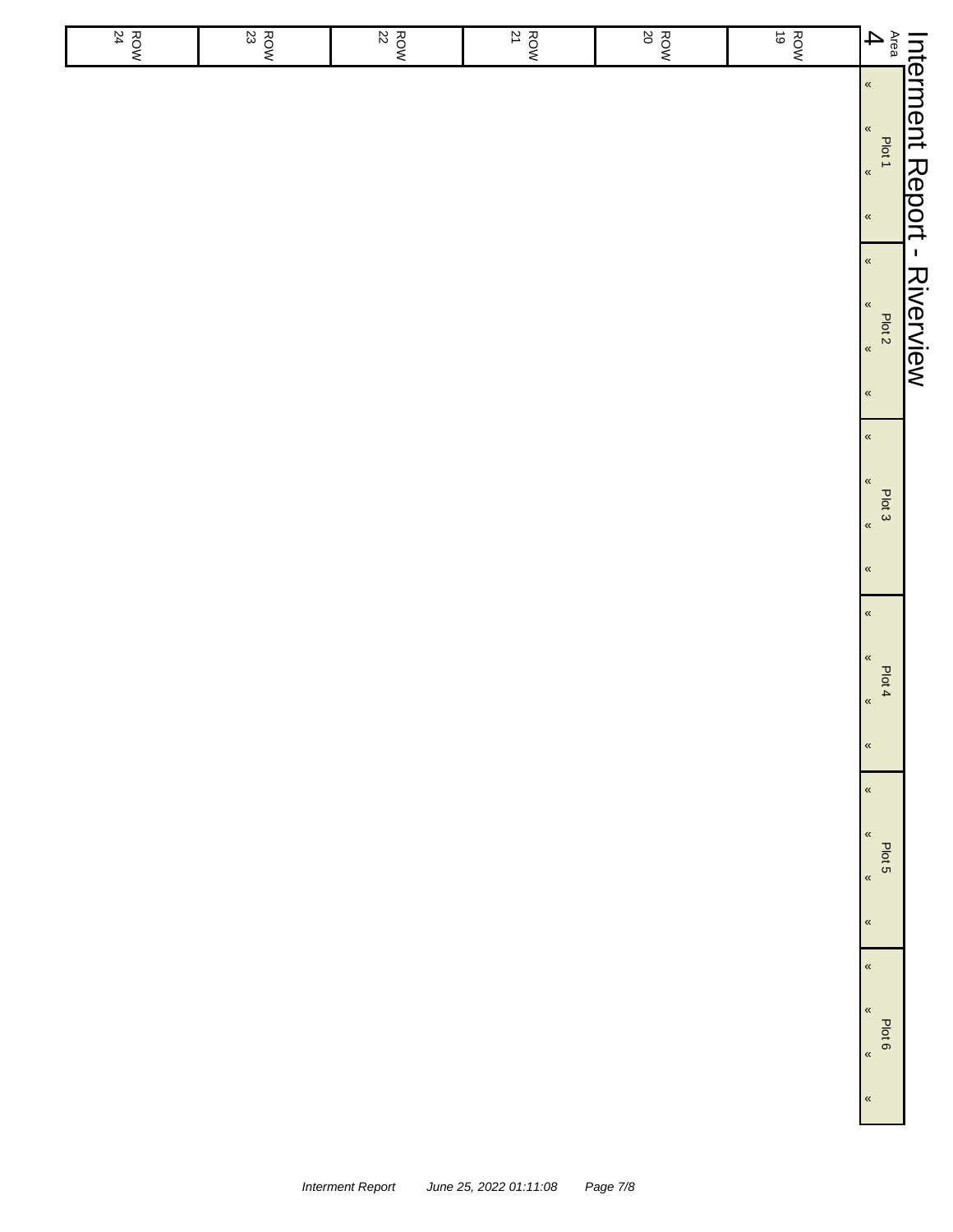# Interment Report - Riverview

| Area 4 | ROW 19 | ROW 20 | ROW 21 | ROW 22 | ROW 23 | ROW 24 |
|---|---|---|---|---|---|---|
| Plot 1 « « « « | | | | | | |
| Plot 2 « « « « | | | | | | |
| Plot 3 « « « « | | | | | | |
| Plot 4 « « « « | | | | | | |
| Plot 5 « « « « | | | | | | |
| Plot 6 « « « « | | | | | | |

*Interment Report June 25, 2022 01:11:08*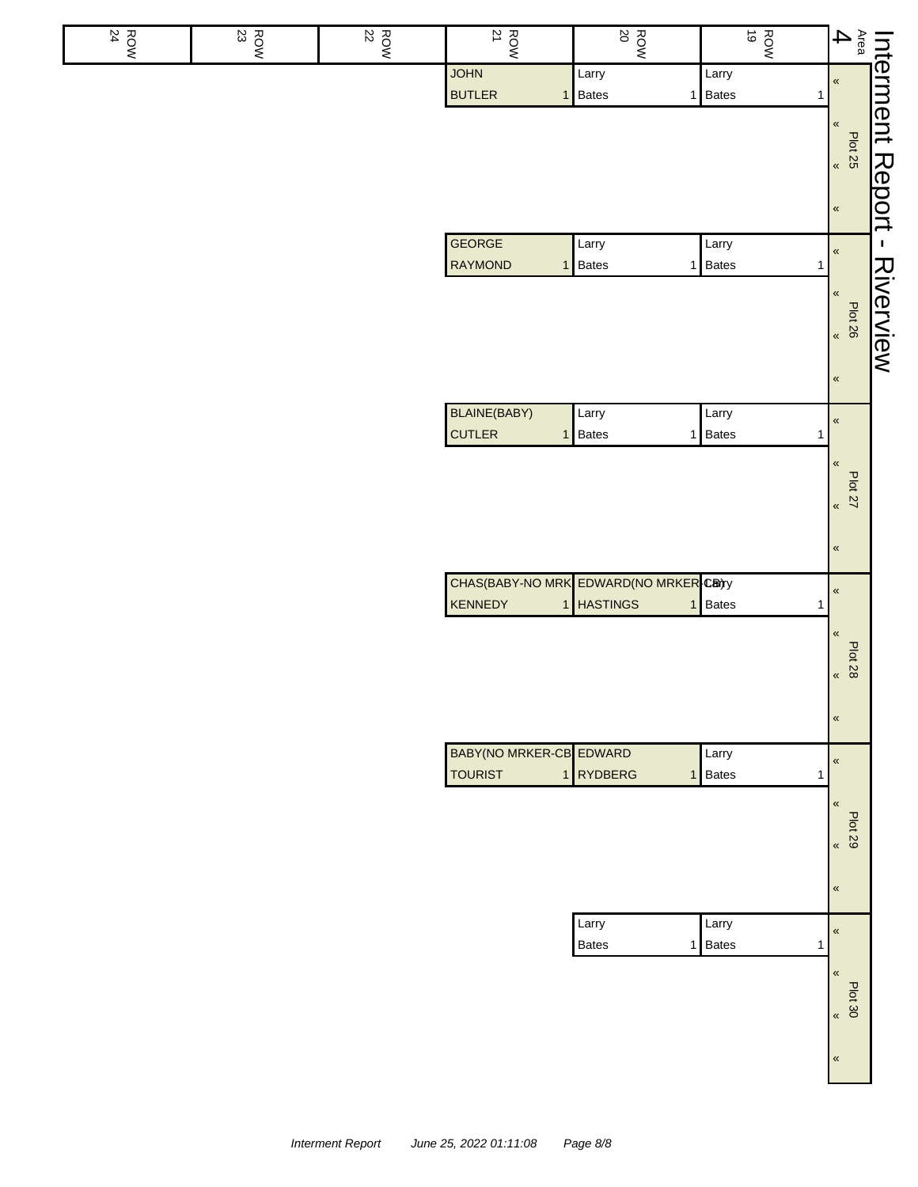# Interment Report - Riverview

Area 4

| | ROW 19 | ROW 20 | ROW 21 | ROW 22 | ROW 23 | ROW 24 |
|---|---|---|---|---|---|---|
| Plot 25 | Larry Bates 1 | Larry Bates 1 | JOHN BUTLER 1 | | | |
| Plot 26 | Larry Bates 1 | Larry Bates 1 | GEORGE RAYMOND 1 | | | |
| Plot 27 | Larry Bates 1 | Larry Bates 1 | BLAINE(BABY) CUTLER 1 | | | |
| Plot 28 | Larry Bates 1 | EDWARD(NO MRKER-CB) HASTINGS 1 | CHAS(BABY-NO MRK KENNEDY 1 | | | |
| Plot 29 | Larry Bates 1 | EDWARD RYDBERG 1 | BABY(NO MRKER-CB TOURIST 1 | | | |
| Plot 30 | Larry Bates 1 | Larry Bates 1 | | | | |